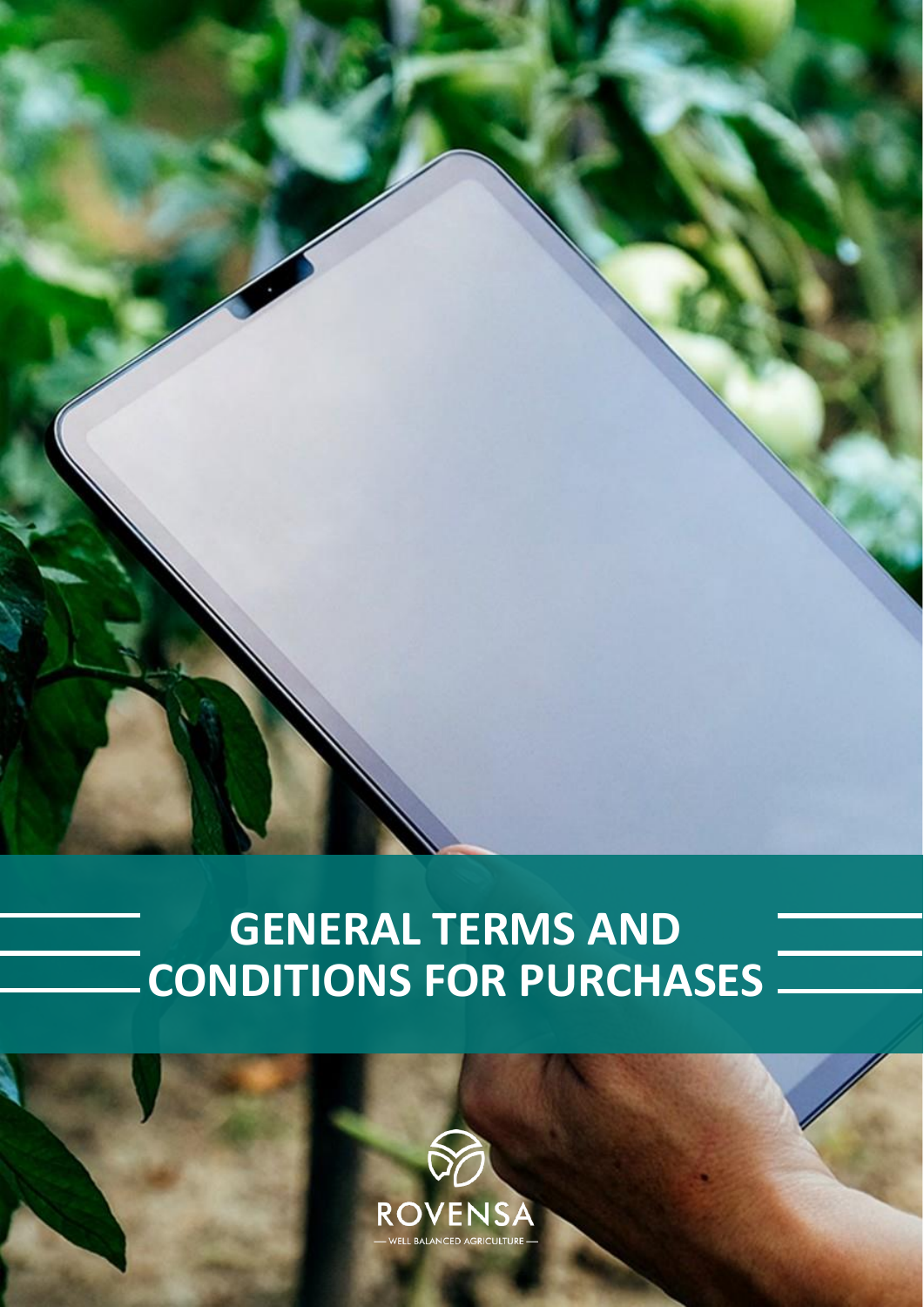# GENERAL TERMS AND CONDITIONS FOR PURCHASES

ROVENSA

— WELL BALANCED AGRICULTURE —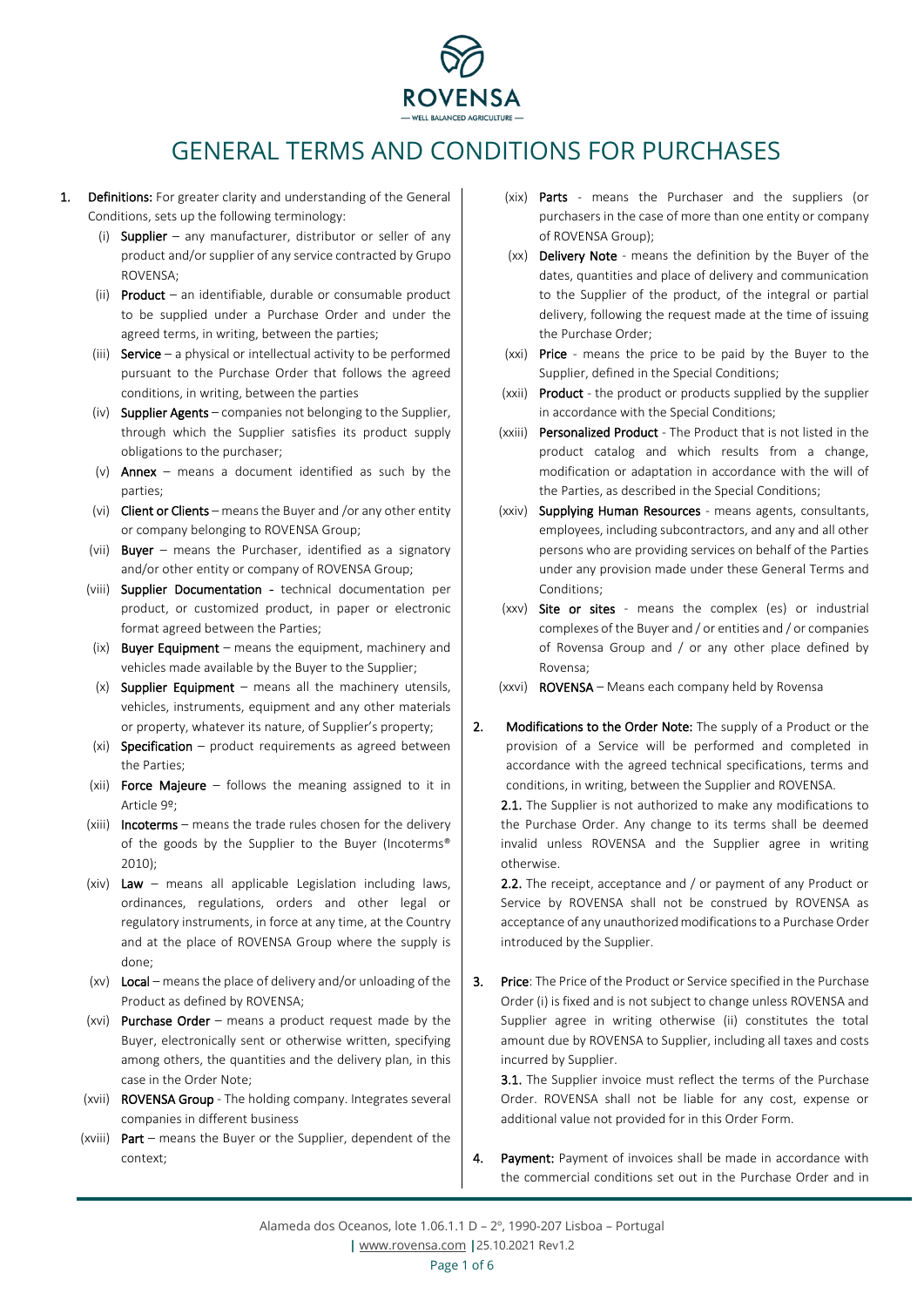# GENERAL TERMS AND CONDITIONS FOR PURCHASES

1. **Definitions:** For greater clarity and understanding of the General Conditions, sets up the following terminology:
   - (i) **Supplier** – any manufacturer, distributor or seller of any product and/or supplier of any service contracted by Grupo ROVENSA;
   - (ii) **Product** – an identifiable, durable or consumable product to be supplied under a Purchase Order and under the agreed terms, in writing, between the parties;
   - (iii) **Service** – a physical or intellectual activity to be performed pursuant to the Purchase Order that follows the agreed conditions, in writing, between the parties
   - (iv) **Supplier Agents** – companies not belonging to the Supplier, through which the Supplier satisfies its product supply obligations to the purchaser;
   - (v) **Annex** – means a document identified as such by the parties;
   - (vi) **Client or Clients** – means the Buyer and /or any other entity or company belonging to ROVENSA Group;
   - (vii) **Buyer** – means the Purchaser, identified as a signatory and/or other entity or company of ROVENSA Group;
   - (viii) **Supplier Documentation** - technical documentation per product, or customized product, in paper or electronic format agreed between the Parties;
   - (ix) **Buyer Equipment** – means the equipment, machinery and vehicles made available by the Buyer to the Supplier;
   - (x) **Supplier Equipment** – means all the machinery utensils, vehicles, instruments, equipment and any other materials or property, whatever its nature, of Supplier's property;
   - (xi) **Specification** – product requirements as agreed between the Parties;
   - (xii) **Force Majeure** – follows the meaning assigned to it in Article 9º;
   - (xiii) **Incoterms** – means the trade rules chosen for the delivery of the goods by the Supplier to the Buyer (Incoterms® 2010);
   - (xiv) **Law** – means all applicable Legislation including laws, ordinances, regulations, orders and other legal or regulatory instruments, in force at any time, at the Country and at the place of ROVENSA Group where the supply is done;
   - (xv) **Local** – means the place of delivery and/or unloading of the Product as defined by ROVENSA;
   - (xvi) **Purchase Order** – means a product request made by the Buyer, electronically sent or otherwise written, specifying among others, the quantities and the delivery plan, in this case in the Order Note;
   - (xvii) **ROVENSA Group** - The holding company. Integrates several companies in different business
   - (xviii) **Part** – means the Buyer or the Supplier, dependent of the context;
   - (xix) **Parts** - means the Purchaser and the suppliers (or purchasers in the case of more than one entity or company of ROVENSA Group);
   - (xx) **Delivery Note** - means the definition by the Buyer of the dates, quantities and place of delivery and communication to the Supplier of the product, of the integral or partial delivery, following the request made at the time of issuing the Purchase Order;
   - (xxi) **Price** - means the price to be paid by the Buyer to the Supplier, defined in the Special Conditions;
   - (xxii) **Product** - the product or products supplied by the supplier in accordance with the Special Conditions;
   - (xxiii) **Personalized Product** - The Product that is not listed in the product catalog and which results from a change, modification or adaptation in accordance with the will of the Parties, as described in the Special Conditions;
   - (xxiv) **Supplying Human Resources** - means agents, consultants, employees, including subcontractors, and any and all other persons who are providing services on behalf of the Parties under any provision made under these General Terms and Conditions;
   - (xxv) **Site or sites** - means the complex (es) or industrial complexes of the Buyer and / or entities and / or companies of Rovensa Group and / or any other place defined by Rovensa;
   - (xxvi) **ROVENSA** – Means each company held by Rovensa

2. **Modifications to the Order Note:** The supply of a Product or the provision of a Service will be performed and completed in accordance with the agreed technical specifications, terms and conditions, in writing, between the Supplier and ROVENSA.

   **2.1.** The Supplier is not authorized to make any modifications to the Purchase Order. Any change to its terms shall be deemed invalid unless ROVENSA and the Supplier agree in writing otherwise.

   **2.2.** The receipt, acceptance and / or payment of any Product or Service by ROVENSA shall not be construed by ROVENSA as acceptance of any unauthorized modifications to a Purchase Order introduced by the Supplier.

3. **Price**: The Price of the Product or Service specified in the Purchase Order (i) is fixed and is not subject to change unless ROVENSA and Supplier agree in writing otherwise (ii) constitutes the total amount due by ROVENSA to Supplier, including all taxes and costs incurred by Supplier.

   **3.1.** The Supplier invoice must reflect the terms of the Purchase Order. ROVENSA shall not be liable for any cost, expense or additional value not provided for in this Order Form.

4. **Payment:** Payment of invoices shall be made in accordance with the commercial conditions set out in the Purchase Order and in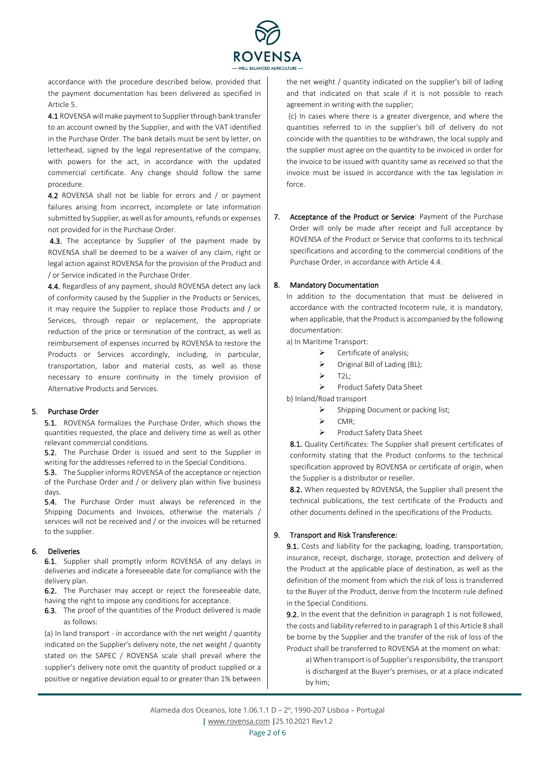accordance with the procedure described below, provided that the payment documentation has been delivered as specified in Article 5.

**4.1** ROVENSA will make payment to Supplier through bank transfer to an account owned by the Supplier, and with the VAT identified in the Purchase Order. The bank details must be sent by letter, on letterhead, signed by the legal representative of the company, with powers for the act, in accordance with the updated commercial certificate. Any change should follow the same procedure.

**4.2** ROVENSA shall not be liable for errors and / or payment failures arising from incorrect, incomplete or late information submitted by Supplier, as well as for amounts, refunds or expenses not provided for in the Purchase Order.

**4.3.** The acceptance by Supplier of the payment made by ROVENSA shall be deemed to be a waiver of any claim, right or legal action against ROVENSA for the provision of the Product and / or Service indicated in the Purchase Order.

**4.4.** Regardless of any payment, should ROVENSA detect any lack of conformity caused by the Supplier in the Products or Services, it may require the Supplier to replace those Products and / or Services, through repair or replacement, the appropriate reduction of the price or termination of the contract, as well as reimbursement of expenses incurred by ROVENSA to restore the Products or Services accordingly, including, in particular, transportation, labor and material costs, as well as those necessary to ensure continuity in the timely provision of Alternative Products and Services.

## 5. Purchase Order

**5.1.** ROVENSA formalizes the Purchase Order, which shows the quantities requested, the place and delivery time as well as other relevant commercial conditions.

**5.2.** The Purchase Order is issued and sent to the Supplier in writing for the addresses referred to in the Special Conditions.

**5.3.** The Supplier informs ROVENSA of the acceptance or rejection of the Purchase Order and / or delivery plan within five business days.

**5.4.** The Purchase Order must always be referenced in the Shipping Documents and Invoices, otherwise the materials / services will not be received and / or the invoices will be returned to the supplier.

## 6. Deliveries

**6.1.** Supplier shall promptly inform ROVENSA of any delays in deliveries and indicate a foreseeable date for compliance with the delivery plan.

**6.2.** The Purchaser may accept or reject the foreseeable date, having the right to impose any conditions for acceptance.

**6.3.** The proof of the quantities of the Product delivered is made as follows:

(a) In land transport - in accordance with the net weight / quantity indicated on the Supplier's delivery note, the net weight / quantity stated on the SAPEC / ROVENSA scale shall prevail where the supplier's delivery note omit the quantity of product supplied or a positive or negative deviation equal to or greater than 1% between the net weight / quantity indicated on the supplier's bill of lading and that indicated on that scale if it is not possible to reach agreement in writing with the supplier;

(c) In cases where there is a greater divergence, and where the quantities referred to in the supplier's bill of delivery do not coincide with the quantities to be withdrawn, the local supply and the supplier must agree on the quantity to be invoiced in order for the invoice to be issued with quantity same as received so that the invoice must be issued in accordance with the tax legislation in force.

## 7. Acceptance of the Product or Service

Payment of the Purchase Order will only be made after receipt and full acceptance by ROVENSA of the Product or Service that conforms to its technical specifications and according to the commercial conditions of the Purchase Order, in accordance with Article 4.4.

## 8. Mandatory Documentation

In addition to the documentation that must be delivered in accordance with the contracted Incoterm rule, it is mandatory, when applicable, that the Product is accompanied by the following documentation:

a) In Maritime Transport:

- Certificate of analysis;
- Original Bill of Lading (BL);
- T2L;
- Product Safety Data Sheet

b) Inland/Road transport

- Shipping Document or packing list;
- CMR;
- Product Safety Data Sheet

**8.1.** Quality Certificates: The Supplier shall present certificates of conformity stating that the Product conforms to the technical specification approved by ROVENSA or certificate of origin, when the Supplier is a distributor or reseller.

**8.2.** When requested by ROVENSA, the Supplier shall present the technical publications, the test certificate of the Products and other documents defined in the specifications of the Products.

## 9. Transport and Risk Transference:

**9.1.** Costs and liability for the packaging, loading, transportation, insurance, receipt, discharge, storage, protection and delivery of the Product at the applicable place of destination, as well as the definition of the moment from which the risk of loss is transferred to the Buyer of the Product, derive from the Incoterm rule defined in the Special Conditions.

**9.2.** In the event that the definition in paragraph 1 is not followed, the costs and liability referred to in paragraph 1 of this Article 8 shall be borne by the Supplier and the transfer of the risk of loss of the Product shall be transferred to ROVENSA at the moment on what:

a) When transport is of Supplier's responsibility, the transport is discharged at the Buyer's premises, or at a place indicated by him;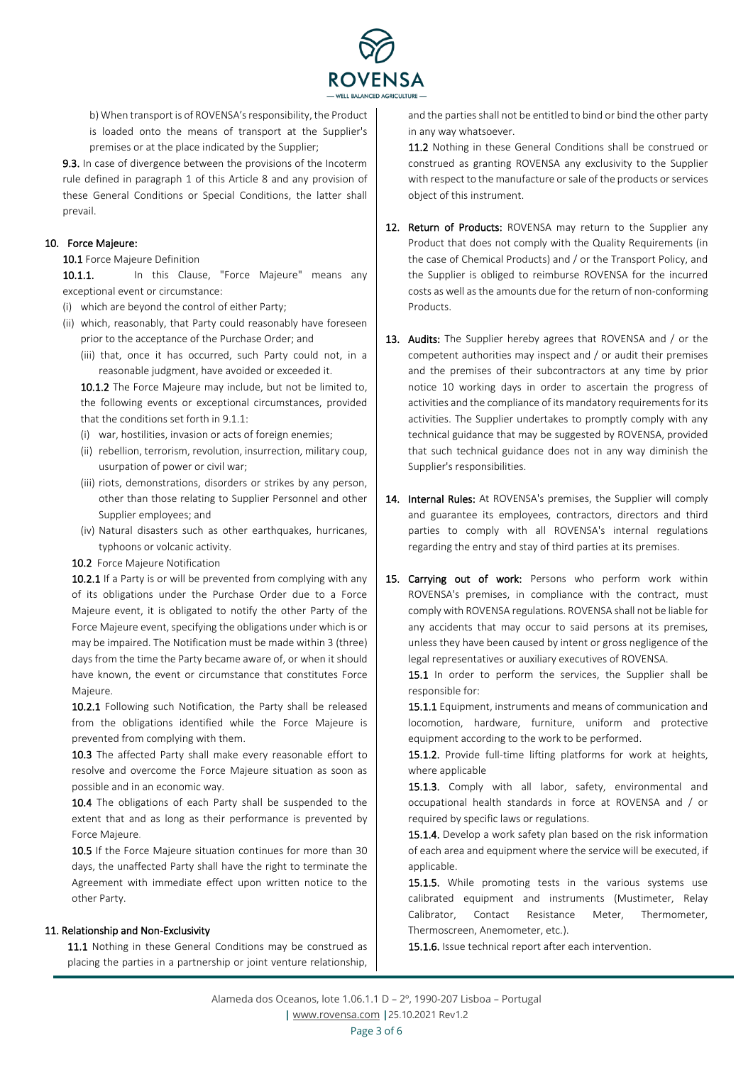b) When transport is of ROVENSA's responsibility, the Product is loaded onto the means of transport at the Supplier's premises or at the place indicated by the Supplier;

**9.3.** In case of divergence between the provisions of the Incoterm rule defined in paragraph 1 of this Article 8 and any provision of these General Conditions or Special Conditions, the latter shall prevail.

## 10. Force Majeure:

**10.1** Force Majeure Definition

**10.1.1.** In this Clause, "Force Majeure" means any exceptional event or circumstance:

(i) which are beyond the control of either Party;

(ii) which, reasonably, that Party could reasonably have foreseen prior to the acceptance of the Purchase Order; and

(iii) that, once it has occurred, such Party could not, in a reasonable judgment, have avoided or exceeded it.

**10.1.2** The Force Majeure may include, but not be limited to, the following events or exceptional circumstances, provided that the conditions set forth in 9.1.1:

(i) war, hostilities, invasion or acts of foreign enemies;

(ii) rebellion, terrorism, revolution, insurrection, military coup, usurpation of power or civil war;

(iii) riots, demonstrations, disorders or strikes by any person, other than those relating to Supplier Personnel and other Supplier employees; and

(iv) Natural disasters such as other earthquakes, hurricanes, typhoons or volcanic activity.

**10.2** Force Majeure Notification

**10.2.1** If a Party is or will be prevented from complying with any of its obligations under the Purchase Order due to a Force Majeure event, it is obligated to notify the other Party of the Force Majeure event, specifying the obligations under which is or may be impaired. The Notification must be made within 3 (three) days from the time the Party became aware of, or when it should have known, the event or circumstance that constitutes Force Majeure.

**10.2.1** Following such Notification, the Party shall be released from the obligations identified while the Force Majeure is prevented from complying with them.

**10.3** The affected Party shall make every reasonable effort to resolve and overcome the Force Majeure situation as soon as possible and in an economic way.

**10.4** The obligations of each Party shall be suspended to the extent that and as long as their performance is prevented by Force Majeure.

**10.5** If the Force Majeure situation continues for more than 30 days, the unaffected Party shall have the right to terminate the Agreement with immediate effect upon written notice to the other Party.

## 11. Relationship and Non-Exclusivity

**11.1** Nothing in these General Conditions may be construed as placing the parties in a partnership or joint venture relationship, and the parties shall not be entitled to bind or bind the other party in any way whatsoever.

**11.2** Nothing in these General Conditions shall be construed or construed as granting ROVENSA any exclusivity to the Supplier with respect to the manufacture or sale of the products or services object of this instrument.

**12. Return of Products:** ROVENSA may return to the Supplier any Product that does not comply with the Quality Requirements (in the case of Chemical Products) and / or the Transport Policy, and the Supplier is obliged to reimburse ROVENSA for the incurred costs as well as the amounts due for the return of non-conforming Products.

**13. Audits:** The Supplier hereby agrees that ROVENSA and / or the competent authorities may inspect and / or audit their premises and the premises of their subcontractors at any time by prior notice 10 working days in order to ascertain the progress of activities and the compliance of its mandatory requirements for its activities. The Supplier undertakes to promptly comply with any technical guidance that may be suggested by ROVENSA, provided that such technical guidance does not in any way diminish the Supplier's responsibilities.

**14. Internal Rules:** At ROVENSA's premises, the Supplier will comply and guarantee its employees, contractors, directors and third parties to comply with all ROVENSA's internal regulations regarding the entry and stay of third parties at its premises.

**15. Carrying out of work:** Persons who perform work within ROVENSA's premises, in compliance with the contract, must comply with ROVENSA regulations. ROVENSA shall not be liable for any accidents that may occur to said persons at its premises, unless they have been caused by intent or gross negligence of the legal representatives or auxiliary executives of ROVENSA.

**15.1** In order to perform the services, the Supplier shall be responsible for:

**15.1.1** Equipment, instruments and means of communication and locomotion, hardware, furniture, uniform and protective equipment according to the work to be performed.

**15.1.2.** Provide full-time lifting platforms for work at heights, where applicable

**15.1.3.** Comply with all labor, safety, environmental and occupational health standards in force at ROVENSA and / or required by specific laws or regulations.

**15.1.4.** Develop a work safety plan based on the risk information of each area and equipment where the service will be executed, if applicable.

**15.1.5.** While promoting tests in the various systems use calibrated equipment and instruments (Mustimeter, Relay Calibrator, Contact Resistance Meter, Thermometer, Thermoscreen, Anemometer, etc.).

**15.1.6.** Issue technical report after each intervention.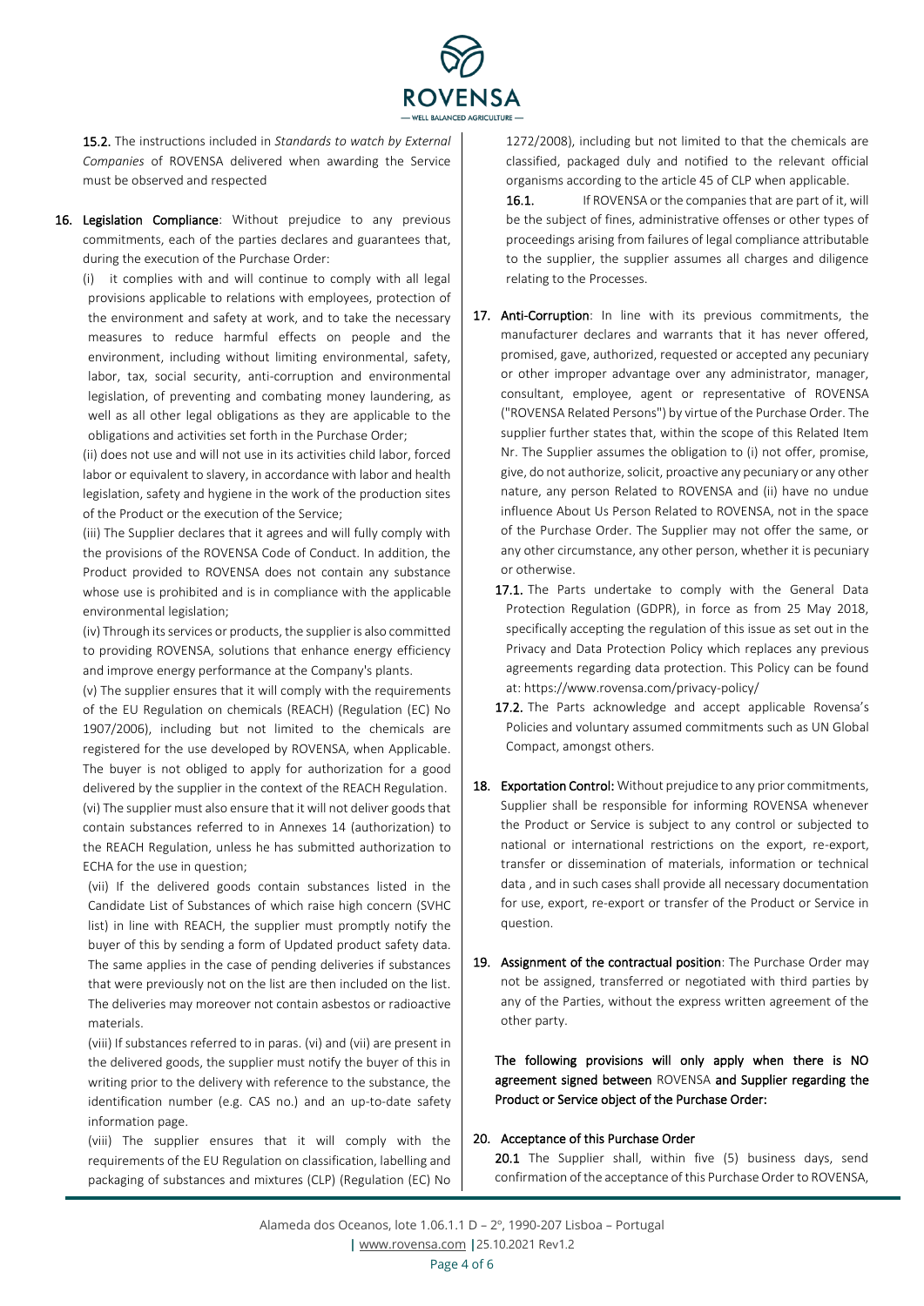**15.2.** The instructions included in *Standards to watch by External Companies* of ROVENSA delivered when awarding the Service must be observed and respected

**16. Legislation Compliance**: Without prejudice to any previous commitments, each of the parties declares and guarantees that, during the execution of the Purchase Order:

(i) it complies with and will continue to comply with all legal provisions applicable to relations with employees, protection of the environment and safety at work, and to take the necessary measures to reduce harmful effects on people and the environment, including without limiting environmental, safety, labor, tax, social security, anti-corruption and environmental legislation, of preventing and combating money laundering, as well as all other legal obligations as they are applicable to the obligations and activities set forth in the Purchase Order;

(ii) does not use and will not use in its activities child labor, forced labor or equivalent to slavery, in accordance with labor and health legislation, safety and hygiene in the work of the production sites of the Product or the execution of the Service;

(iii) The Supplier declares that it agrees and will fully comply with the provisions of the ROVENSA Code of Conduct. In addition, the Product provided to ROVENSA does not contain any substance whose use is prohibited and is in compliance with the applicable environmental legislation;

(iv) Through its services or products, the supplier is also committed to providing ROVENSA, solutions that enhance energy efficiency and improve energy performance at the Company's plants.

(v) The supplier ensures that it will comply with the requirements of the EU Regulation on chemicals (REACH) (Regulation (EC) No 1907/2006), including but not limited to the chemicals are registered for the use developed by ROVENSA, when Applicable. The buyer is not obliged to apply for authorization for a good delivered by the supplier in the context of the REACH Regulation.

(vi) The supplier must also ensure that it will not deliver goods that contain substances referred to in Annexes 14 (authorization) to the REACH Regulation, unless he has submitted authorization to ECHA for the use in question;

(vii) If the delivered goods contain substances listed in the Candidate List of Substances of which raise high concern (SVHC list) in line with REACH, the supplier must promptly notify the buyer of this by sending a form of Updated product safety data. The same applies in the case of pending deliveries if substances that were previously not on the list are then included on the list. The deliveries may moreover not contain asbestos or radioactive materials.

(viii) If substances referred to in paras. (vi) and (vii) are present in the delivered goods, the supplier must notify the buyer of this in writing prior to the delivery with reference to the substance, the identification number (e.g. CAS no.) and an up-to-date safety information page.

(viii) The supplier ensures that it will comply with the requirements of the EU Regulation on classification, labelling and packaging of substances and mixtures (CLP) (Regulation (EC) No 1272/2008), including but not limited to that the chemicals are classified, packaged duly and notified to the relevant official organisms according to the article 45 of CLP when applicable.

**16.1.** If ROVENSA or the companies that are part of it, will be the subject of fines, administrative offenses or other types of proceedings arising from failures of legal compliance attributable to the supplier, the supplier assumes all charges and diligence relating to the Processes.

**17. Anti-Corruption**: In line with its previous commitments, the manufacturer declares and warrants that it has never offered, promised, gave, authorized, requested or accepted any pecuniary or other improper advantage over any administrator, manager, consultant, employee, agent or representative of ROVENSA ("ROVENSA Related Persons") by virtue of the Purchase Order. The supplier further states that, within the scope of this Related Item Nr. The Supplier assumes the obligation to (i) not offer, promise, give, do not authorize, solicit, proactive any pecuniary or any other nature, any person Related to ROVENSA and (ii) have no undue influence About Us Person Related to ROVENSA, not in the space of the Purchase Order. The Supplier may not offer the same, or any other circumstance, any other person, whether it is pecuniary or otherwise.

**17.1.** The Parts undertake to comply with the General Data Protection Regulation (GDPR), in force as from 25 May 2018, specifically accepting the regulation of this issue as set out in the Privacy and Data Protection Policy which replaces any previous agreements regarding data protection. This Policy can be found at: https://www.rovensa.com/privacy-policy/

**17.2.** The Parts acknowledge and accept applicable Rovensa's Policies and voluntary assumed commitments such as UN Global Compact, amongst others.

**18. Exportation Control:** Without prejudice to any prior commitments, Supplier shall be responsible for informing ROVENSA whenever the Product or Service is subject to any control or subjected to national or international restrictions on the export, re-export, transfer or dissemination of materials, information or technical data , and in such cases shall provide all necessary documentation for use, export, re-export or transfer of the Product or Service in question.

**19. Assignment of the contractual position**: The Purchase Order may not be assigned, transferred or negotiated with third parties by any of the Parties, without the express written agreement of the other party.

**The following provisions will only apply when there is NO agreement signed between** ROVENSA **and Supplier regarding the Product or Service object of the Purchase Order:**

**20. Acceptance of this Purchase Order**

**20.1** The Supplier shall, within five (5) business days, send confirmation of the acceptance of this Purchase Order to ROVENSA,

Alameda dos Oceanos, lote 1.06.1.1 D – 2º, 1990-207 Lisboa – Portugal
| www.rovensa.com | 25.10.2021 Rev1.2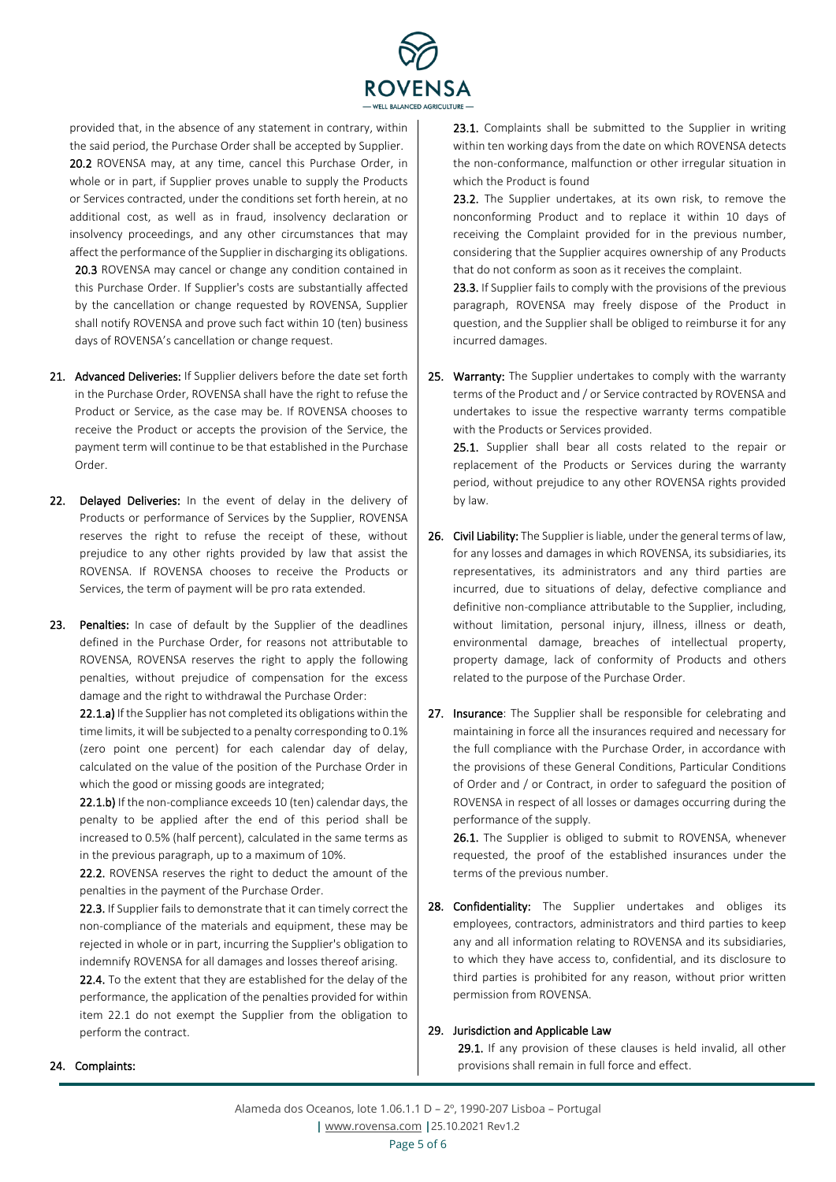provided that, in the absence of any statement in contrary, within the said period, the Purchase Order shall be accepted by Supplier.

**20.2** ROVENSA may, at any time, cancel this Purchase Order, in whole or in part, if Supplier proves unable to supply the Products or Services contracted, under the conditions set forth herein, at no additional cost, as well as in fraud, insolvency declaration or insolvency proceedings, and any other circumstances that may affect the performance of the Supplier in discharging its obligations.

**20.3** ROVENSA may cancel or change any condition contained in this Purchase Order. If Supplier's costs are substantially affected by the cancellation or change requested by ROVENSA, Supplier shall notify ROVENSA and prove such fact within 10 (ten) business days of ROVENSA's cancellation or change request.

**21. Advanced Deliveries:** If Supplier delivers before the date set forth in the Purchase Order, ROVENSA shall have the right to refuse the Product or Service, as the case may be. If ROVENSA chooses to receive the Product or accepts the provision of the Service, the payment term will continue to be that established in the Purchase Order.

**22. Delayed Deliveries:** In the event of delay in the delivery of Products or performance of Services by the Supplier, ROVENSA reserves the right to refuse the receipt of these, without prejudice to any other rights provided by law that assist the ROVENSA. If ROVENSA chooses to receive the Products or Services, the term of payment will be pro rata extended.

**23. Penalties:** In case of default by the Supplier of the deadlines defined in the Purchase Order, for reasons not attributable to ROVENSA, ROVENSA reserves the right to apply the following penalties, without prejudice of compensation for the excess damage and the right to withdrawal the Purchase Order:

**22.1.a)** If the Supplier has not completed its obligations within the time limits, it will be subjected to a penalty corresponding to 0.1% (zero point one percent) for each calendar day of delay, calculated on the value of the position of the Purchase Order in which the good or missing goods are integrated;

**22.1.b)** If the non-compliance exceeds 10 (ten) calendar days, the penalty to be applied after the end of this period shall be increased to 0.5% (half percent), calculated in the same terms as in the previous paragraph, up to a maximum of 10%.

**22.2.** ROVENSA reserves the right to deduct the amount of the penalties in the payment of the Purchase Order.

**22.3.** If Supplier fails to demonstrate that it can timely correct the non-compliance of the materials and equipment, these may be rejected in whole or in part, incurring the Supplier's obligation to indemnify ROVENSA for all damages and losses thereof arising.

**22.4.** To the extent that they are established for the delay of the performance, the application of the penalties provided for within item 22.1 do not exempt the Supplier from the obligation to perform the contract.

**24. Complaints:**

**23.1.** Complaints shall be submitted to the Supplier in writing within ten working days from the date on which ROVENSA detects the non-conformance, malfunction or other irregular situation in which the Product is found

**23.2.** The Supplier undertakes, at its own risk, to remove the nonconforming Product and to replace it within 10 days of receiving the Complaint provided for in the previous number, considering that the Supplier acquires ownership of any Products that do not conform as soon as it receives the complaint.

**23.3.** If Supplier fails to comply with the provisions of the previous paragraph, ROVENSA may freely dispose of the Product in question, and the Supplier shall be obliged to reimburse it for any incurred damages.

**25. Warranty:** The Supplier undertakes to comply with the warranty terms of the Product and / or Service contracted by ROVENSA and undertakes to issue the respective warranty terms compatible with the Products or Services provided.

**25.1.** Supplier shall bear all costs related to the repair or replacement of the Products or Services during the warranty period, without prejudice to any other ROVENSA rights provided by law.

**26. Civil Liability:** The Supplier is liable, under the general terms of law, for any losses and damages in which ROVENSA, its subsidiaries, its representatives, its administrators and any third parties are incurred, due to situations of delay, defective compliance and definitive non-compliance attributable to the Supplier, including, without limitation, personal injury, illness, illness or death, environmental damage, breaches of intellectual property, property damage, lack of conformity of Products and others related to the purpose of the Purchase Order.

**27. Insurance**: The Supplier shall be responsible for celebrating and maintaining in force all the insurances required and necessary for the full compliance with the Purchase Order, in accordance with the provisions of these General Conditions, Particular Conditions of Order and / or Contract, in order to safeguard the position of ROVENSA in respect of all losses or damages occurring during the performance of the supply.

**26.1.** The Supplier is obliged to submit to ROVENSA, whenever requested, the proof of the established insurances under the terms of the previous number.

**28. Confidentiality:** The Supplier undertakes and obliges its employees, contractors, administrators and third parties to keep any and all information relating to ROVENSA and its subsidiaries, to which they have access to, confidential, and its disclosure to third parties is prohibited for any reason, without prior written permission from ROVENSA.

**29. Jurisdiction and Applicable Law**

**29.1.** If any provision of these clauses is held invalid, all other provisions shall remain in full force and effect.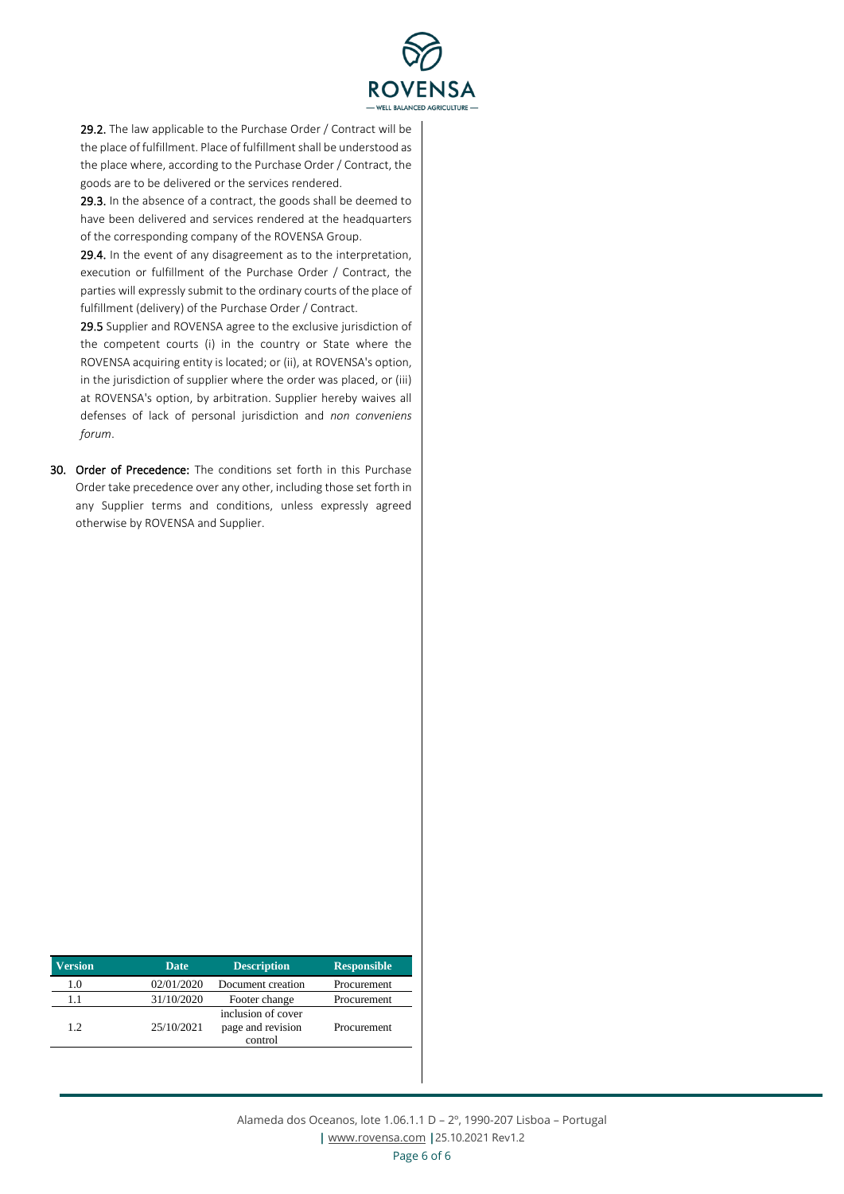**29.2.** The law applicable to the Purchase Order / Contract will be the place of fulfillment. Place of fulfillment shall be understood as the place where, according to the Purchase Order / Contract, the goods are to be delivered or the services rendered.

**29.3.** In the absence of a contract, the goods shall be deemed to have been delivered and services rendered at the headquarters of the corresponding company of the ROVENSA Group.

**29.4.** In the event of any disagreement as to the interpretation, execution or fulfillment of the Purchase Order / Contract, the parties will expressly submit to the ordinary courts of the place of fulfillment (delivery) of the Purchase Order / Contract.

**29.5** Supplier and ROVENSA agree to the exclusive jurisdiction of the competent courts (i) in the country or State where the ROVENSA acquiring entity is located; or (ii), at ROVENSA's option, in the jurisdiction of supplier where the order was placed, or (iii) at ROVENSA's option, by arbitration. Supplier hereby waives all defenses of lack of personal jurisdiction and *non conveniens forum*.

**30. Order of Precedence:** The conditions set forth in this Purchase Order take precedence over any other, including those set forth in any Supplier terms and conditions, unless expressly agreed otherwise by ROVENSA and Supplier.

| Version | Date | Description | Responsible |
|---|---|---|---|
| 1.0 | 02/01/2020 | Document creation | Procurement |
| 1.1 | 31/10/2020 | Footer change | Procurement |
| 1.2 | 25/10/2021 | inclusion of cover page and revision control | Procurement |

Alameda dos Oceanos, lote 1.06.1.1 D – 2º, 1990-207 Lisboa – Portugal
| www.rovensa.com | 25.10.2021 Rev1.2